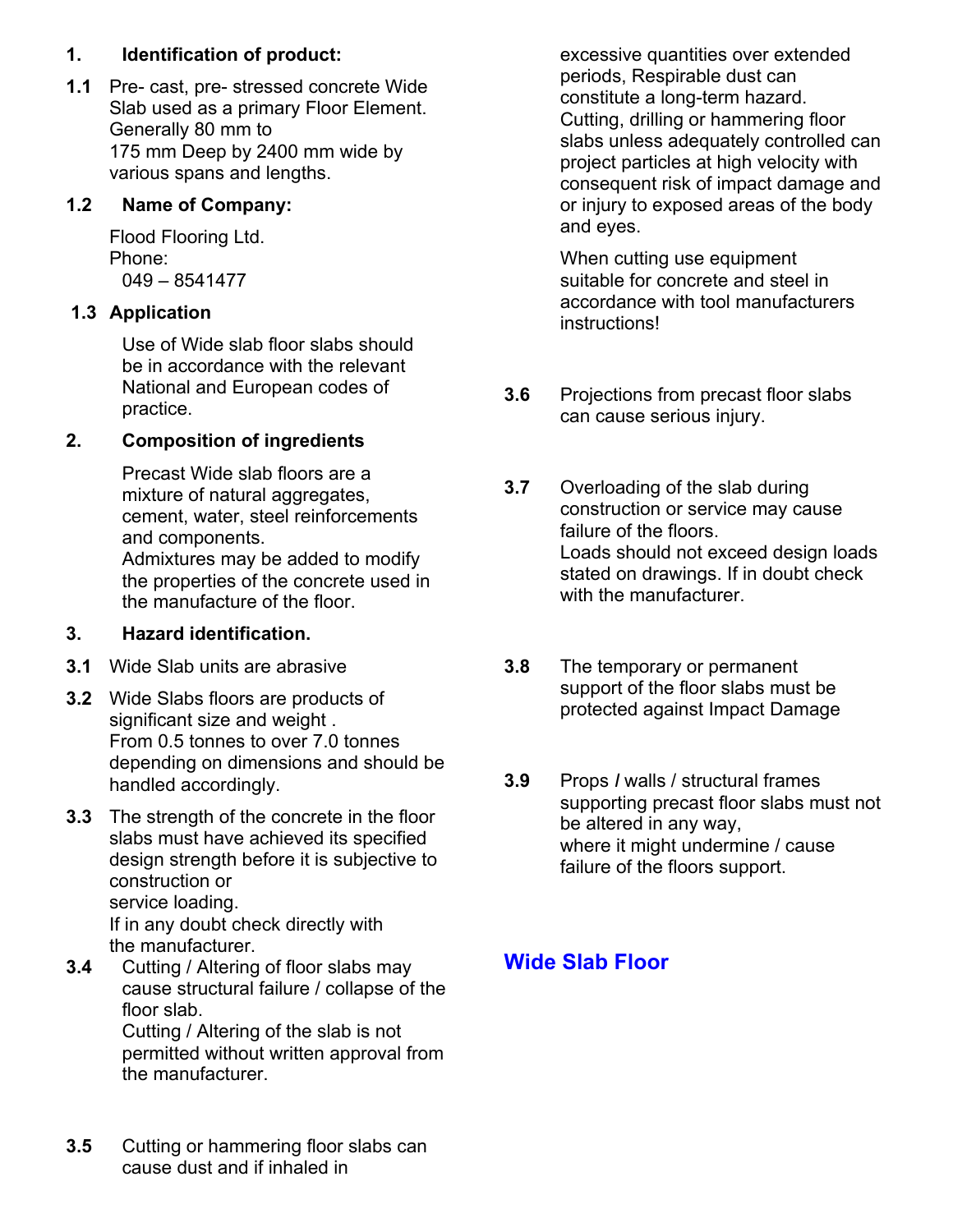**1. Identification of product:**

**1.1** Pre- cast, pre- stressed concrete Wide Slab used as a primary Floor Element. Generally 80 mm to 175 mm Deep by 2400 mm wide by various spans and lengths.

**1.2 Name of Company:**

Flood Flooring Ltd.
Phone:
049 – 8541477

**1.3 Application**

Use of Wide slab floor slabs should be in accordance with the relevant National and European codes of practice.

**2. Composition of ingredients**

Precast Wide slab floors are a mixture of natural aggregates, cement, water, steel reinforcements and components.
Admixtures may be added to modify the properties of the concrete used in the manufacture of the floor.

**3. Hazard identification.**

**3.1** Wide Slab units are abrasive

**3.2** Wide Slabs floors are products of significant size and weight .
From 0.5 tonnes to over 7.0 tonnes depending on dimensions and should be handled accordingly.

**3.3** The strength of the concrete in the floor slabs must have achieved its specified design strength before it is subjective to construction or service loading.
If in any doubt check directly with the manufacturer.

**3.4** Cutting / Altering of floor slabs may cause structural failure / collapse of the floor slab.
Cutting / Altering of the slab is not permitted without written approval from the manufacturer.

**3.5** Cutting or hammering floor slabs can cause dust and if inhaled in excessive quantities over extended periods, Respirable dust can constitute a long-term hazard.
Cutting, drilling or hammering floor slabs unless adequately controlled can project particles at high velocity with consequent risk of impact damage and or injury to exposed areas of the body and eyes.

When cutting use equipment suitable for concrete and steel in accordance with tool manufacturers instructions!

**3.6** Projections from precast floor slabs can cause serious injury.

**3.7** Overloading of the slab during construction or service may cause failure of the floors.
Loads should not exceed design loads stated on drawings. If in doubt check with the manufacturer.

**3.8** The temporary or permanent support of the floor slabs must be protected against Impact Damage

**3.9** Props / walls / structural frames supporting precast floor slabs must not be altered in any way,
where it might undermine / cause failure of the floors support.

## Wide Slab Floor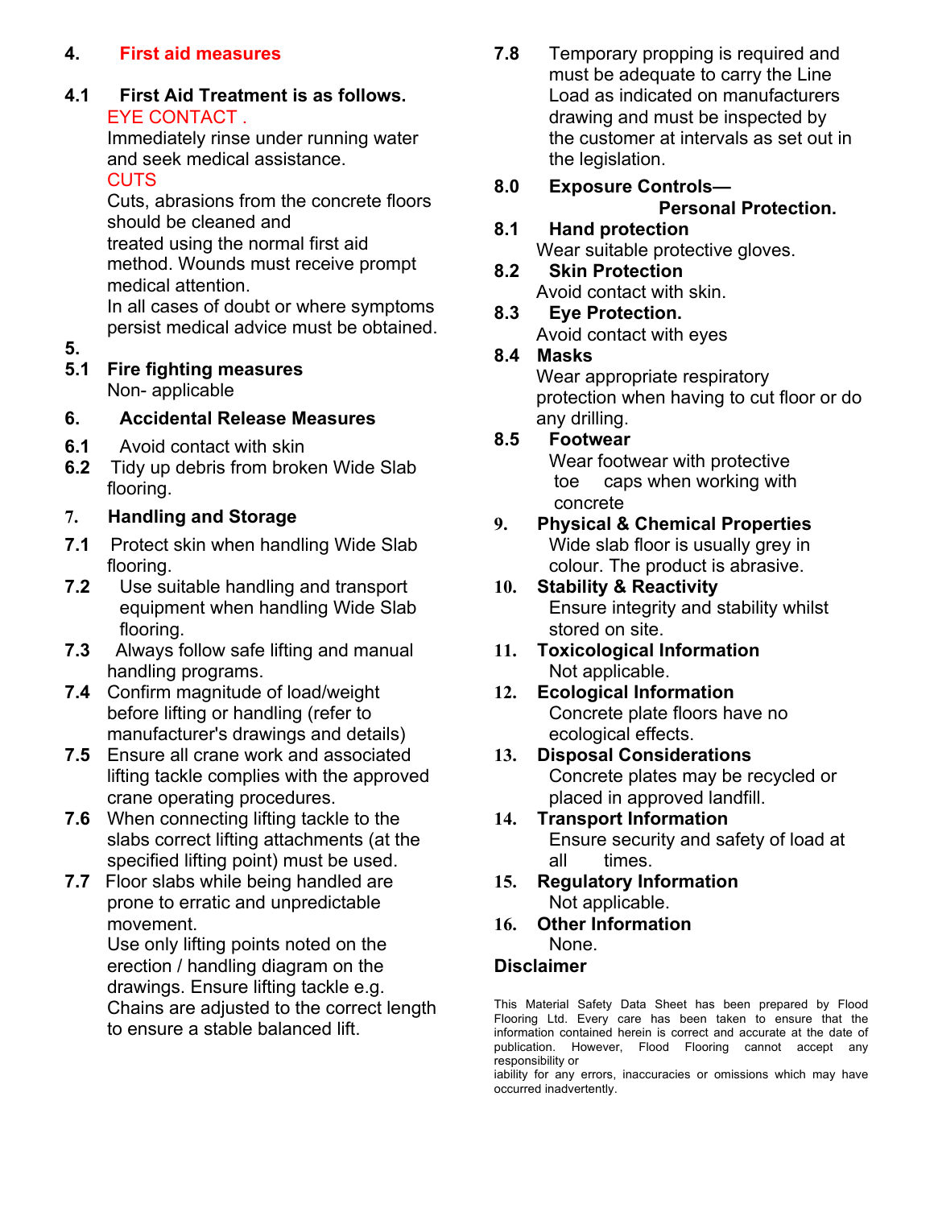## 4. First aid measures

### 4.1 First Aid Treatment is as follows.

EYE CONTACT .

Immediately rinse under running water and seek medical assistance.

CUTS

Cuts, abrasions from the concrete floors should be cleaned and treated using the normal first aid method. Wounds must receive prompt medical attention.

In all cases of doubt or where symptoms persist medical advice must be obtained.

## 5.

### 5.1 Fire fighting measures

Non- applicable

## 6. Accidental Release Measures

**6.1** Avoid contact with skin

**6.2** Tidy up debris from broken Wide Slab flooring.

## 7. Handling and Storage

**7.1** Protect skin when handling Wide Slab flooring.

**7.2** Use suitable handling and transport equipment when handling Wide Slab flooring.

**7.3** Always follow safe lifting and manual handling programs.

**7.4** Confirm magnitude of load/weight before lifting or handling (refer to manufacturer's drawings and details)

**7.5** Ensure all crane work and associated lifting tackle complies with the approved crane operating procedures.

**7.6** When connecting lifting tackle to the slabs correct lifting attachments (at the specified lifting point) must be used.

**7.7** Floor slabs while being handled are prone to erratic and unpredictable movement.

Use only lifting points noted on the erection / handling diagram on the drawings. Ensure lifting tackle e.g. Chains are adjusted to the correct length to ensure a stable balanced lift.

**7.8** Temporary propping is required and must be adequate to carry the Line Load as indicated on manufacturers drawing and must be inspected by the customer at intervals as set out in the legislation.

## 8.0 Exposure Controls— Personal Protection.

### 8.1 Hand protection

Wear suitable protective gloves.

### 8.2 Skin Protection

Avoid contact with skin.

### 8.3 Eye Protection.

Avoid contact with eyes

### 8.4 Masks

Wear appropriate respiratory protection when having to cut floor or do any drilling.

### 8.5 Footwear

Wear footwear with protective toe caps when working with concrete

## 9. Physical & Chemical Properties

Wide slab floor is usually grey in colour. The product is abrasive.

## 10. Stability & Reactivity

Ensure integrity and stability whilst stored on site.

## 11. Toxicological Information

Not applicable.

## 12. Ecological Information

Concrete plate floors have no ecological effects.

## 13. Disposal Considerations

Concrete plates may be recycled or placed in approved landfill.

## 14. Transport Information

Ensure security and safety of load at all times.

## 15. Regulatory Information

Not applicable.

## 16. Other Information

None.

## Disclaimer

This Material Safety Data Sheet has been prepared by Flood Flooring Ltd. Every care has been taken to ensure that the information contained herein is correct and accurate at the date of publication. However, Flood Flooring cannot accept any responsibility or iability for any errors, inaccuracies or omissions which may have occurred inadvertently.